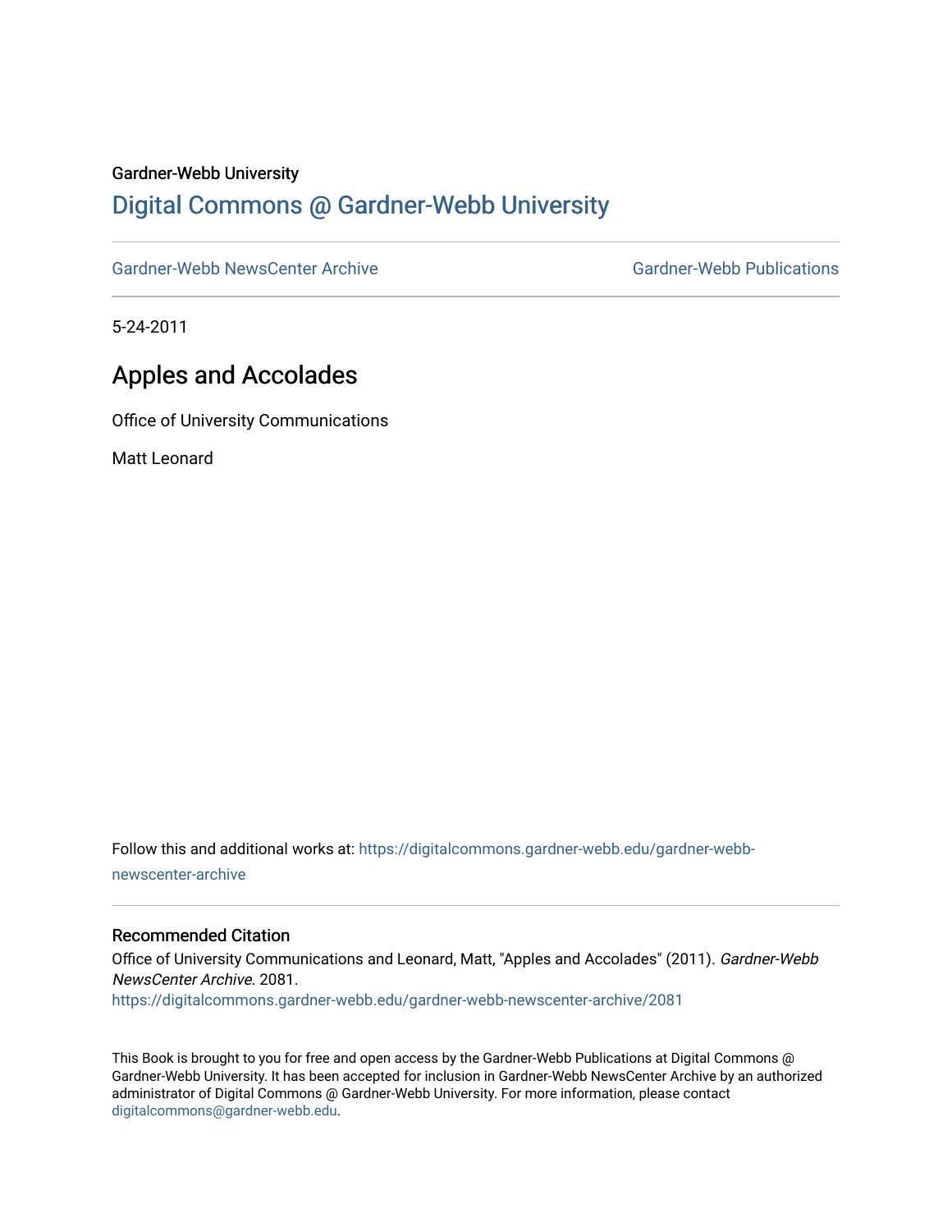Gardner-Webb University

# Digital Commons @ Gardner-Webb University

Gardner-Webb NewsCenter Archive | Gardner-Webb Publications

5-24-2011

## Apples and Accolades

Office of University Communications

Matt Leonard

Follow this and additional works at: https://digitalcommons.gardner-webb.edu/gardner-webb-newscenter-archive

### Recommended Citation

Office of University Communications and Leonard, Matt, "Apples and Accolades" (2011). *Gardner-Webb NewsCenter Archive*. 2081.
https://digitalcommons.gardner-webb.edu/gardner-webb-newscenter-archive/2081

This Book is brought to you for free and open access by the Gardner-Webb Publications at Digital Commons @ Gardner-Webb University. It has been accepted for inclusion in Gardner-Webb NewsCenter Archive by an authorized administrator of Digital Commons @ Gardner-Webb University. For more information, please contact digitalcommons@gardner-webb.edu.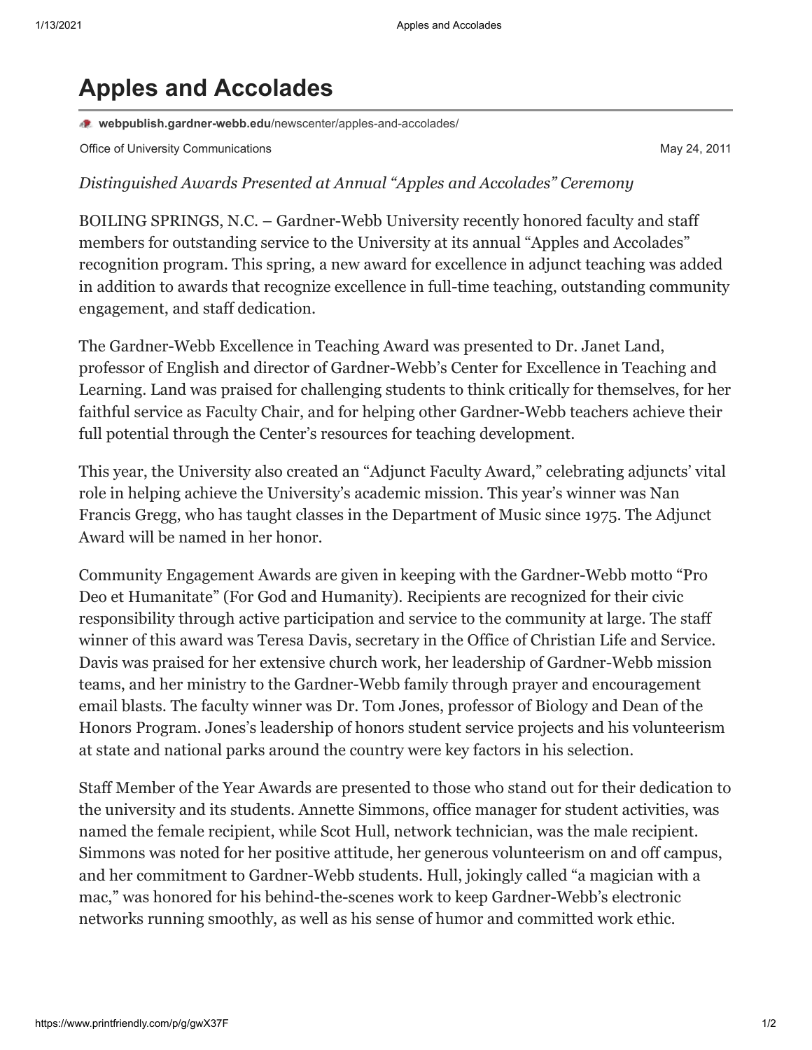# Apples and Accolades

**webpublish.gardner-webb.edu**/newscenter/apples-and-accolades/

Office of University Communications

May 24, 2011

*Distinguished Awards Presented at Annual "Apples and Accolades" Ceremony*

BOILING SPRINGS, N.C. – Gardner-Webb University recently honored faculty and staff members for outstanding service to the University at its annual "Apples and Accolades" recognition program. This spring, a new award for excellence in adjunct teaching was added in addition to awards that recognize excellence in full-time teaching, outstanding community engagement, and staff dedication.

The Gardner-Webb Excellence in Teaching Award was presented to Dr. Janet Land, professor of English and director of Gardner-Webb's Center for Excellence in Teaching and Learning. Land was praised for challenging students to think critically for themselves, for her faithful service as Faculty Chair, and for helping other Gardner-Webb teachers achieve their full potential through the Center's resources for teaching development.

This year, the University also created an "Adjunct Faculty Award," celebrating adjuncts' vital role in helping achieve the University's academic mission. This year's winner was Nan Francis Gregg, who has taught classes in the Department of Music since 1975. The Adjunct Award will be named in her honor.

Community Engagement Awards are given in keeping with the Gardner-Webb motto "Pro Deo et Humanitate" (For God and Humanity). Recipients are recognized for their civic responsibility through active participation and service to the community at large. The staff winner of this award was Teresa Davis, secretary in the Office of Christian Life and Service. Davis was praised for her extensive church work, her leadership of Gardner-Webb mission teams, and her ministry to the Gardner-Webb family through prayer and encouragement email blasts. The faculty winner was Dr. Tom Jones, professor of Biology and Dean of the Honors Program. Jones's leadership of honors student service projects and his volunteerism at state and national parks around the country were key factors in his selection.

Staff Member of the Year Awards are presented to those who stand out for their dedication to the university and its students. Annette Simmons, office manager for student activities, was named the female recipient, while Scot Hull, network technician, was the male recipient. Simmons was noted for her positive attitude, her generous volunteerism on and off campus, and her commitment to Gardner-Webb students. Hull, jokingly called "a magician with a mac," was honored for his behind-the-scenes work to keep Gardner-Webb's electronic networks running smoothly, as well as his sense of humor and committed work ethic.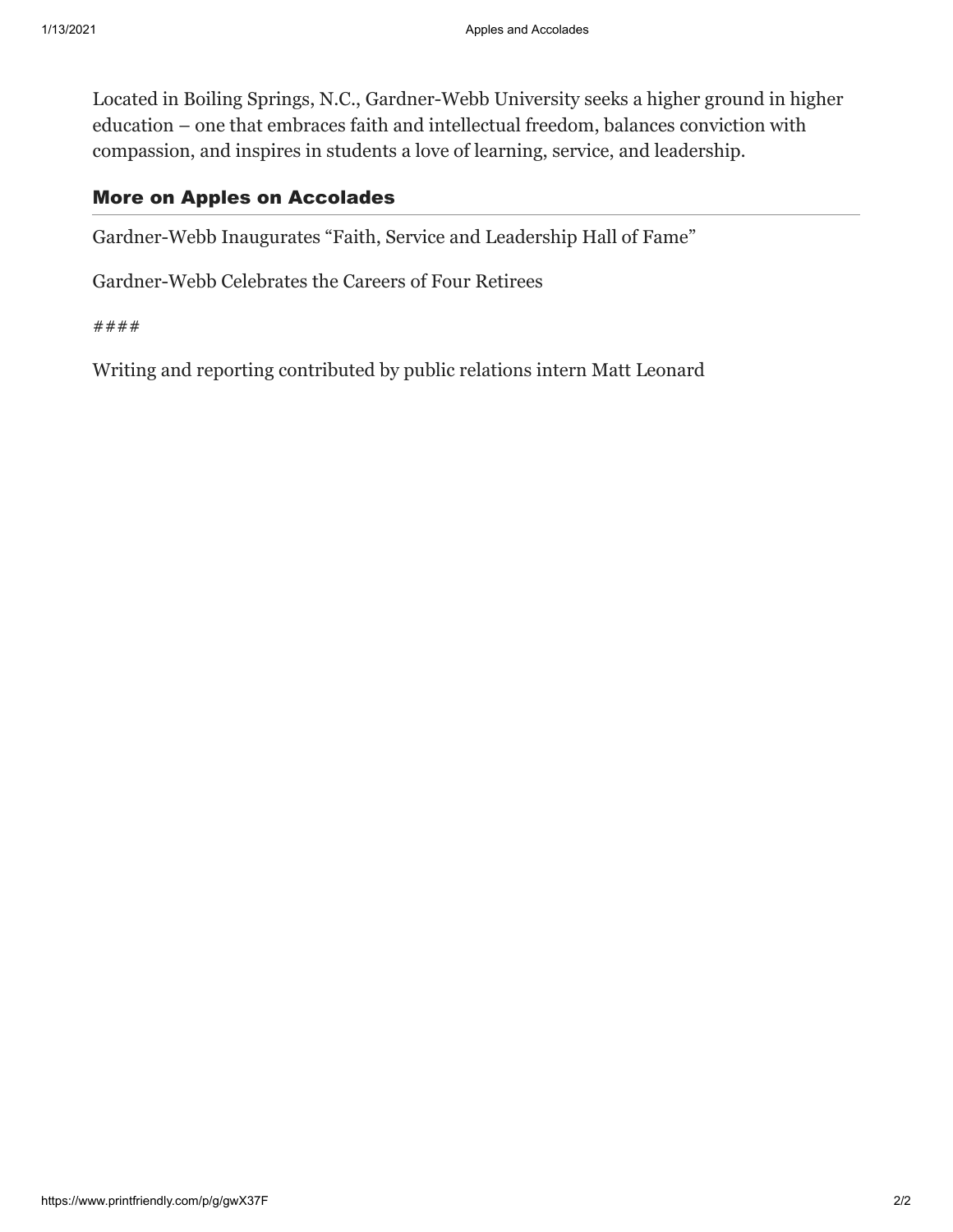Located in Boiling Springs, N.C., Gardner-Webb University seeks a higher ground in higher education – one that embraces faith and intellectual freedom, balances conviction with compassion, and inspires in students a love of learning, service, and leadership.

## More on Apples on Accolades

Gardner-Webb Inaugurates "Faith, Service and Leadership Hall of Fame"

Gardner-Webb Celebrates the Careers of Four Retirees

####

Writing and reporting contributed by public relations intern Matt Leonard